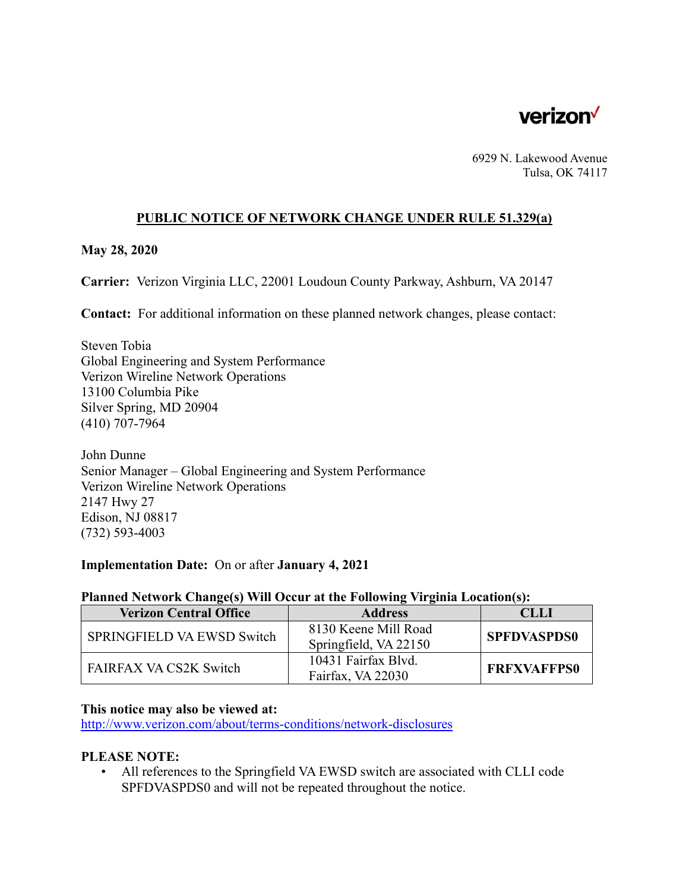verizon✓

6929 N. Lakewood Avenue
Tulsa, OK 74117

## PUBLIC NOTICE OF NETWORK CHANGE UNDER RULE 51.329(a)

**May 28, 2020**

**Carrier:** Verizon Virginia LLC, 22001 Loudoun County Parkway, Ashburn, VA 20147

**Contact:** For additional information on these planned network changes, please contact:

Steven Tobia
Global Engineering and System Performance
Verizon Wireline Network Operations
13100 Columbia Pike
Silver Spring, MD 20904
(410) 707-7964

John Dunne
Senior Manager – Global Engineering and System Performance
Verizon Wireline Network Operations
2147 Hwy 27
Edison, NJ 08817
(732) 593-4003

**Implementation Date:** On or after **January 4, 2021**

**Planned Network Change(s) Will Occur at the Following Virginia Location(s):**

| Verizon Central Office | Address | CLLI |
|---|---|---|
| SPRINGFIELD VA EWSD Switch | 8130 Keene Mill Road Springfield, VA 22150 | **SPFDVASPDS0** |
| FAIRFAX VA CS2K Switch | 10431 Fairfax Blvd. Fairfax, VA 22030 | **FRFXVAFFPS0** |

**This notice may also be viewed at:**
http://www.verizon.com/about/terms-conditions/network-disclosures

**PLEASE NOTE:**

- All references to the Springfield VA EWSD switch are associated with CLLI code SPFDVASPDS0 and will not be repeated throughout the notice.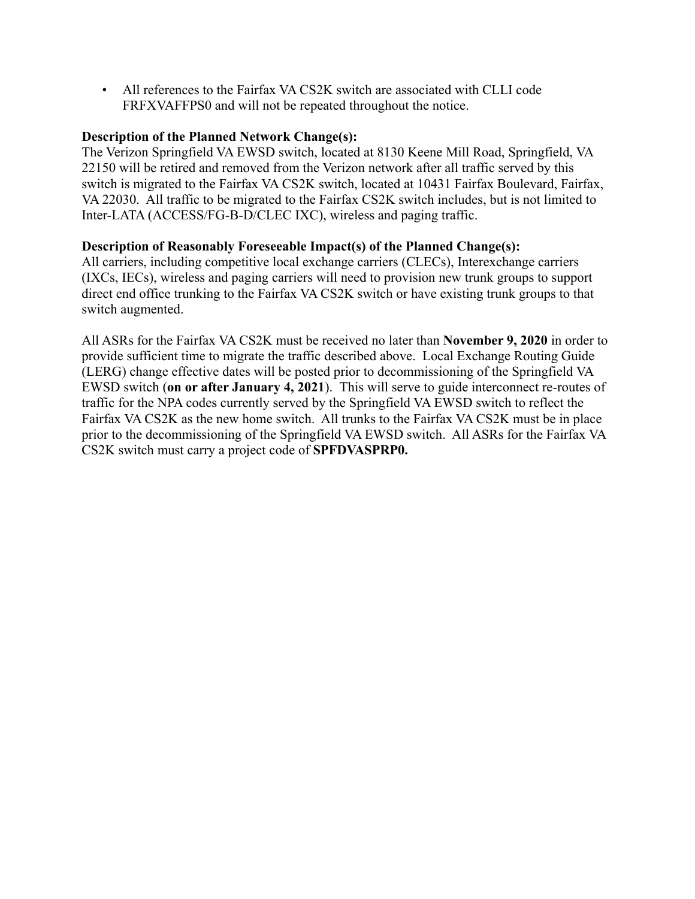- All references to the Fairfax VA CS2K switch are associated with CLLI code FRFXVAFFPS0 and will not be repeated throughout the notice.

**Description of the Planned Network Change(s):**
The Verizon Springfield VA EWSD switch, located at 8130 Keene Mill Road, Springfield, VA 22150 will be retired and removed from the Verizon network after all traffic served by this switch is migrated to the Fairfax VA CS2K switch, located at 10431 Fairfax Boulevard, Fairfax, VA 22030. All traffic to be migrated to the Fairfax CS2K switch includes, but is not limited to Inter-LATA (ACCESS/FG-B-D/CLEC IXC), wireless and paging traffic.

**Description of Reasonably Foreseeable Impact(s) of the Planned Change(s):**
All carriers, including competitive local exchange carriers (CLECs), Interexchange carriers (IXCs, IECs), wireless and paging carriers will need to provision new trunk groups to support direct end office trunking to the Fairfax VA CS2K switch or have existing trunk groups to that switch augmented.

All ASRs for the Fairfax VA CS2K must be received no later than **November 9, 2020** in order to provide sufficient time to migrate the traffic described above. Local Exchange Routing Guide (LERG) change effective dates will be posted prior to decommissioning of the Springfield VA EWSD switch (**on or after January 4, 2021**). This will serve to guide interconnect re-routes of traffic for the NPA codes currently served by the Springfield VA EWSD switch to reflect the Fairfax VA CS2K as the new home switch. All trunks to the Fairfax VA CS2K must be in place prior to the decommissioning of the Springfield VA EWSD switch. All ASRs for the Fairfax VA CS2K switch must carry a project code of **SPFDVASPRP0.**